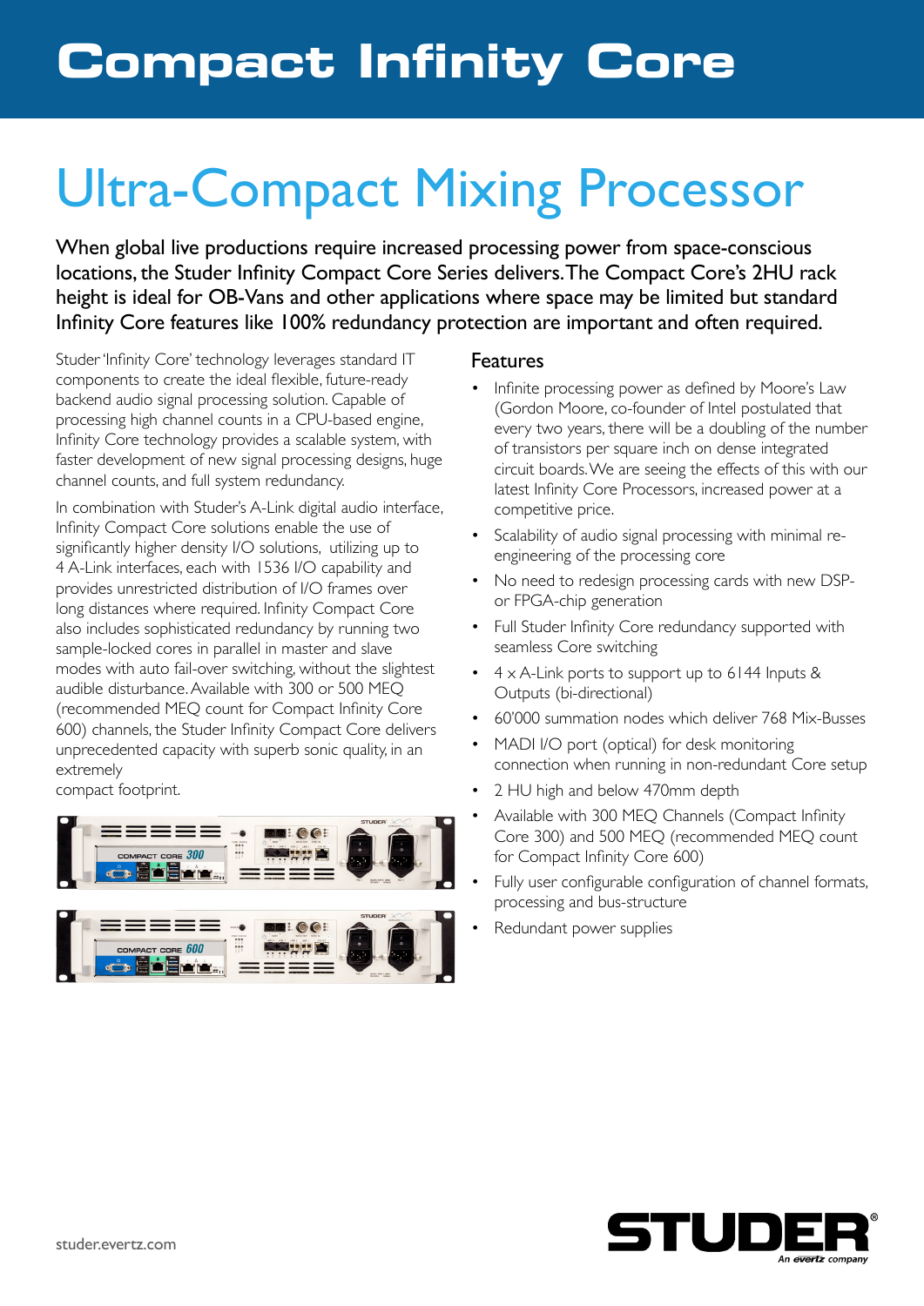# Compact Infinity Core

## Ultra-Compact Mixing Processor

When global live productions require increased processing power from space-conscious locations, the Studer Infinity Compact Core Series delivers. The Compact Core's 2HU rack height is ideal for OB-Vans and other applications where space may be limited but standard Infinity Core features like 100% redundancy protection are important and often required.

Studer 'Infinity Core' technology leverages standard IT components to create the ideal flexible, future-ready backend audio signal processing solution. Capable of processing high channel counts in a CPU-based engine, Infinity Core technology provides a scalable system, with faster development of new signal processing designs, huge channel counts, and full system redundancy.

In combination with Studer's A-Link digital audio interface, Infinity Compact Core solutions enable the use of significantly higher density I/O solutions, utilizing up to 4 A-Link interfaces, each with 1536 I/O capability and provides unrestricted distribution of I/O frames over long distances where required. Infinity Compact Core also includes sophisticated redundancy by running two sample-locked cores in parallel in master and slave modes with auto fail-over switching, without the slightest audible disturbance. Available with 300 or 500 MEQ (recommended MEQ count for Compact Infinity Core 600) channels, the Studer Infinity Compact Core delivers unprecedented capacity with superb sonic quality, in an extremely compact footprint.

### Features

- Infinite processing power as defined by Moore's Law (Gordon Moore, co-founder of Intel postulated that every two years, there will be a doubling of the number of transistors per square inch on dense integrated circuit boards. We are seeing the effects of this with our latest Infinity Core Processors, increased power at a competitive price.
- Scalability of audio signal processing with minimal re-engineering of the processing core
- No need to redesign processing cards with new DSP- or FPGA-chip generation
- Full Studer Infinity Core redundancy supported with seamless Core switching
- 4 x A-Link ports to support up to 6144 Inputs & Outputs (bi-directional)
- 60'000 summation nodes which deliver 768 Mix-Busses
- MADI I/O port (optical) for desk monitoring connection when running in non-redundant Core setup
- 2 HU high and below 470mm depth
- Available with 300 MEQ Channels (Compact Infinity Core 300) and 500 MEQ (recommended MEQ count for Compact Infinity Core 600)
- Fully user configurable configuration of channel formats, processing and bus-structure
- Redundant power supplies

studer.evertz.com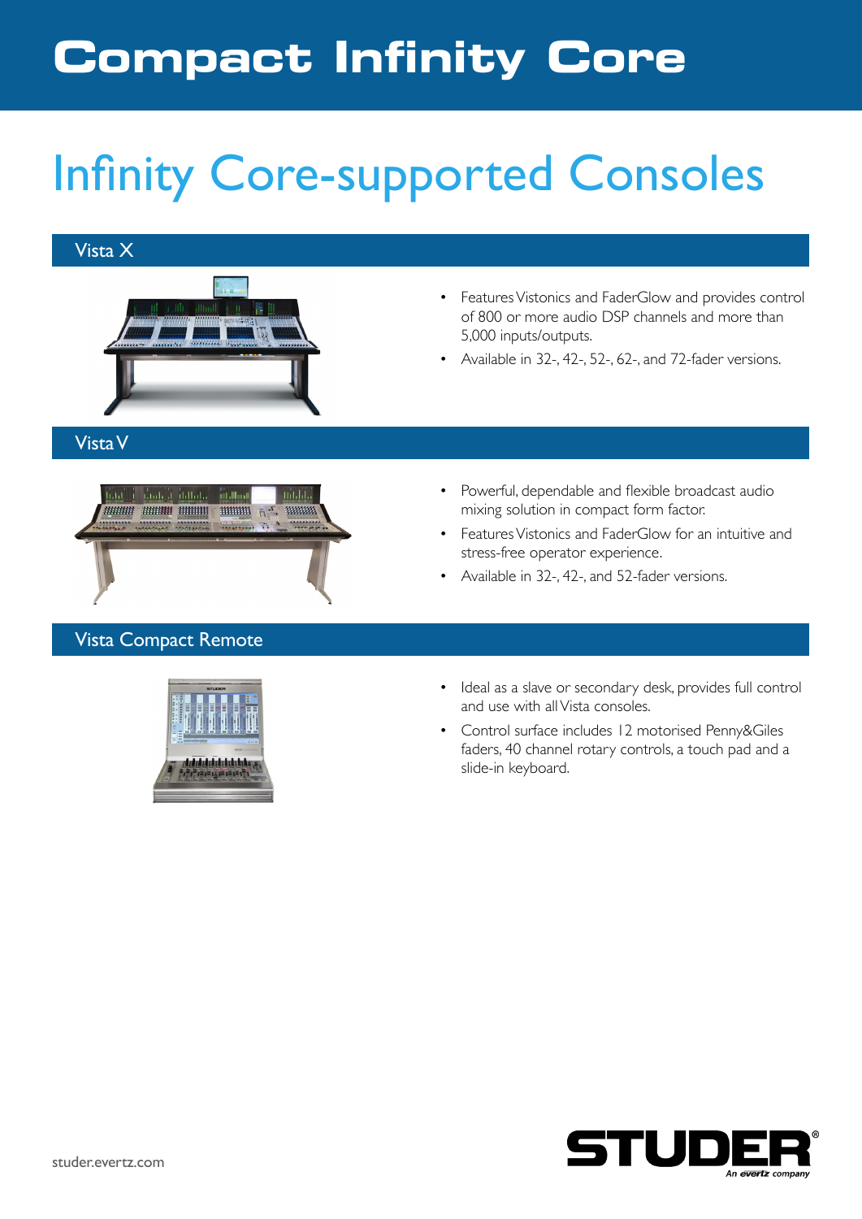# Compact Infinity Core

## Infinity Core-supported Consoles

### Vista X

- Features Vistonics and FaderGlow and provides control of 800 or more audio DSP channels and more than 5,000 inputs/outputs.
- Available in 32-, 42-, 52-, 62-, and 72-fader versions.

### Vista V

- Powerful, dependable and flexible broadcast audio mixing solution in compact form factor.
- Features Vistonics and FaderGlow for an intuitive and stress-free operator experience.
- Available in 32-, 42-, and 52-fader versions.

### Vista Compact Remote

- Ideal as a slave or secondary desk, provides full control and use with all Vista consoles.
- Control surface includes 12 motorised Penny&Giles faders, 40 channel rotary controls, a touch pad and a slide-in keyboard.

studer.evertz.com

STUDER® An evertz company